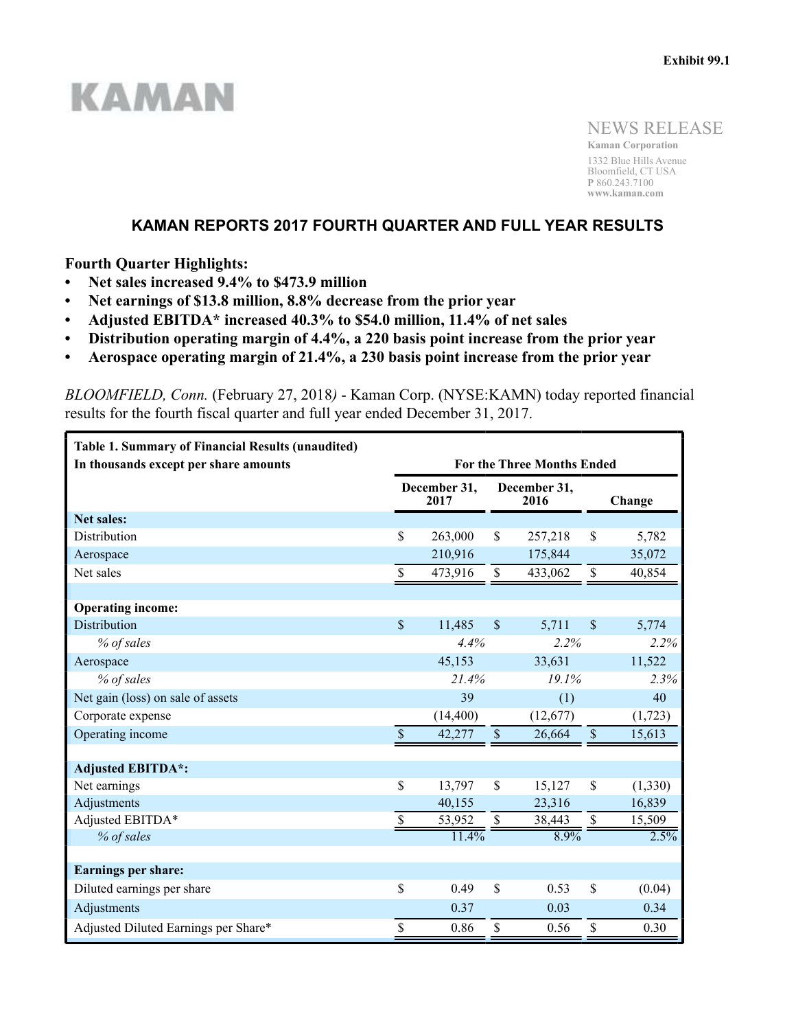Exhibit 99.1

KAMAN

NEWS RELEASE

**Kaman Corporation**
1332 Blue Hills Avenue
Bloomfield, CT USA
**P** 860.243.7100
**www.kaman.com**

# KAMAN REPORTS 2017 FOURTH QUARTER AND FULL YEAR RESULTS

**Fourth Quarter Highlights:**

- **Net sales increased 9.4% to $473.9 million**
- **Net earnings of $13.8 million, 8.8% decrease from the prior year**
- **Adjusted EBITDA* increased 40.3% to $54.0 million, 11.4% of net sales**
- **Distribution operating margin of 4.4%, a 220 basis point increase from the prior year**
- **Aerospace operating margin of 21.4%, a 230 basis point increase from the prior year**

*BLOOMFIELD, Conn.* (February 27, 2018*)* - Kaman Corp. (NYSE:KAMN) today reported financial results for the fourth fiscal quarter and full year ended December 31, 2017.

| **Table 1. Summary of Financial Results (unaudited)**<br>**In thousands except per share amounts** | **For the Three Months Ended** | | |
|---|---|---|---|
| | **December 31, 2017** | **December 31, 2016** | **Change** |
| **Net sales:** | | | |
| Distribution | $ 263,000 | $ 257,218 | $ 5,782 |
| Aerospace | 210,916 | 175,844 | 35,072 |
| Net sales | $ 473,916 | $ 433,062 | $ 40,854 |
| | | | |
| **Operating income:** | | | |
| Distribution | $ 11,485 | $ 5,711 | $ 5,774 |
| *% of sales* | *4.4%* | *2.2%* | *2.2%* |
| Aerospace | 45,153 | 33,631 | 11,522 |
| *% of sales* | *21.4%* | *19.1%* | *2.3%* |
| Net gain (loss) on sale of assets | 39 | (1) | 40 |
| Corporate expense | (14,400) | (12,677) | (1,723) |
| Operating income | $ 42,277 | $ 26,664 | $ 15,613 |
| | | | |
| **Adjusted EBITDA*:** | | | |
| Net earnings | $ 13,797 | $ 15,127 | $ (1,330) |
| Adjustments | 40,155 | 23,316 | 16,839 |
| Adjusted EBITDA* | $ 53,952 | $ 38,443 | $ 15,509 |
| *% of sales* | 11.4% | 8.9% | 2.5% |
| | | | |
| **Earnings per share:** | | | |
| Diluted earnings per share | $ 0.49 | $ 0.53 | $ (0.04) |
| Adjustments | 0.37 | 0.03 | 0.34 |
| Adjusted Diluted Earnings per Share* | $ 0.86 | $ 0.56 | $ 0.30 |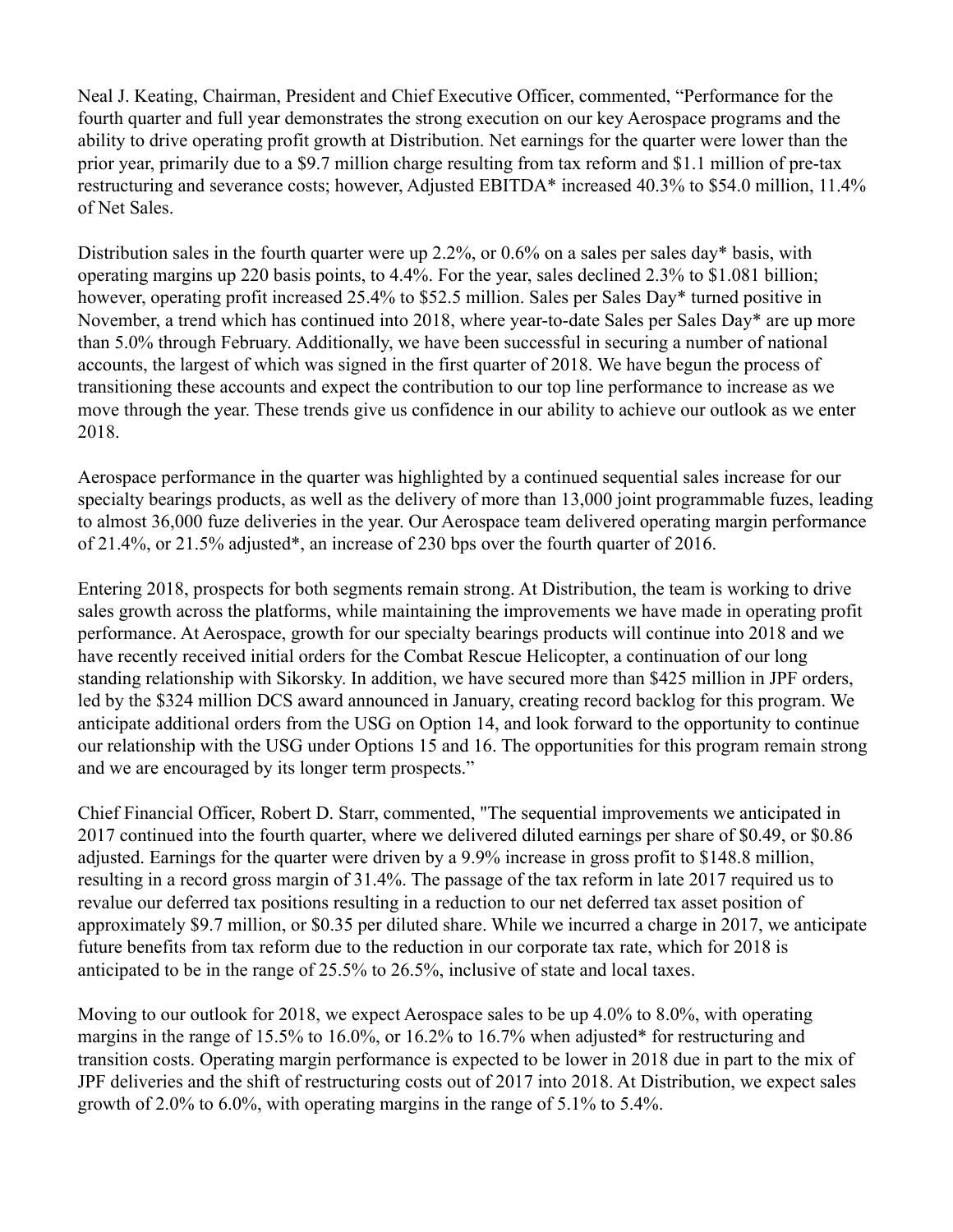Neal J. Keating, Chairman, President and Chief Executive Officer, commented, "Performance for the fourth quarter and full year demonstrates the strong execution on our key Aerospace programs and the ability to drive operating profit growth at Distribution. Net earnings for the quarter were lower than the prior year, primarily due to a $9.7 million charge resulting from tax reform and $1.1 million of pre-tax restructuring and severance costs; however, Adjusted EBITDA* increased 40.3% to $54.0 million, 11.4% of Net Sales.

Distribution sales in the fourth quarter were up 2.2%, or 0.6% on a sales per sales day* basis, with operating margins up 220 basis points, to 4.4%. For the year, sales declined 2.3% to $1.081 billion; however, operating profit increased 25.4% to $52.5 million. Sales per Sales Day* turned positive in November, a trend which has continued into 2018, where year-to-date Sales per Sales Day* are up more than 5.0% through February. Additionally, we have been successful in securing a number of national accounts, the largest of which was signed in the first quarter of 2018. We have begun the process of transitioning these accounts and expect the contribution to our top line performance to increase as we move through the year. These trends give us confidence in our ability to achieve our outlook as we enter 2018.

Aerospace performance in the quarter was highlighted by a continued sequential sales increase for our specialty bearings products, as well as the delivery of more than 13,000 joint programmable fuzes, leading to almost 36,000 fuze deliveries in the year. Our Aerospace team delivered operating margin performance of 21.4%, or 21.5% adjusted*, an increase of 230 bps over the fourth quarter of 2016.

Entering 2018, prospects for both segments remain strong. At Distribution, the team is working to drive sales growth across the platforms, while maintaining the improvements we have made in operating profit performance. At Aerospace, growth for our specialty bearings products will continue into 2018 and we have recently received initial orders for the Combat Rescue Helicopter, a continuation of our long standing relationship with Sikorsky. In addition, we have secured more than $425 million in JPF orders, led by the $324 million DCS award announced in January, creating record backlog for this program. We anticipate additional orders from the USG on Option 14, and look forward to the opportunity to continue our relationship with the USG under Options 15 and 16. The opportunities for this program remain strong and we are encouraged by its longer term prospects."

Chief Financial Officer, Robert D. Starr, commented, "The sequential improvements we anticipated in 2017 continued into the fourth quarter, where we delivered diluted earnings per share of $0.49, or $0.86 adjusted. Earnings for the quarter were driven by a 9.9% increase in gross profit to $148.8 million, resulting in a record gross margin of 31.4%. The passage of the tax reform in late 2017 required us to revalue our deferred tax positions resulting in a reduction to our net deferred tax asset position of approximately $9.7 million, or $0.35 per diluted share. While we incurred a charge in 2017, we anticipate future benefits from tax reform due to the reduction in our corporate tax rate, which for 2018 is anticipated to be in the range of 25.5% to 26.5%, inclusive of state and local taxes.

Moving to our outlook for 2018, we expect Aerospace sales to be up 4.0% to 8.0%, with operating margins in the range of 15.5% to 16.0%, or 16.2% to 16.7% when adjusted* for restructuring and transition costs. Operating margin performance is expected to be lower in 2018 due in part to the mix of JPF deliveries and the shift of restructuring costs out of 2017 into 2018. At Distribution, we expect sales growth of 2.0% to 6.0%, with operating margins in the range of 5.1% to 5.4%.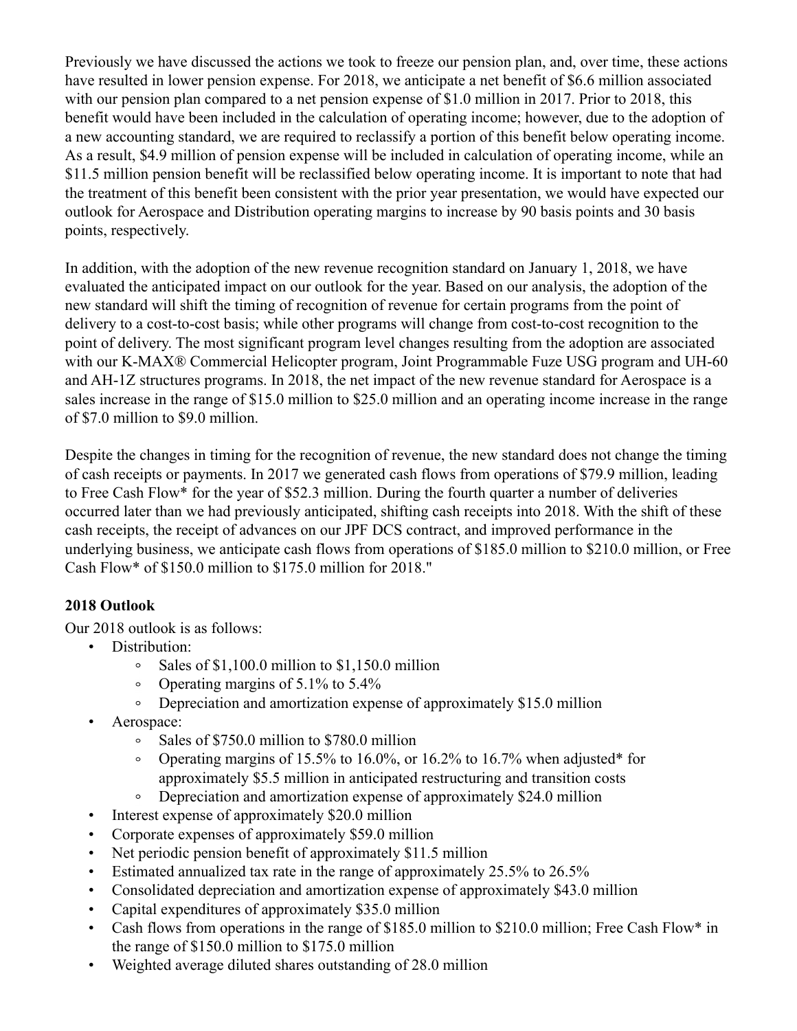Previously we have discussed the actions we took to freeze our pension plan, and, over time, these actions have resulted in lower pension expense. For 2018, we anticipate a net benefit of $6.6 million associated with our pension plan compared to a net pension expense of $1.0 million in 2017. Prior to 2018, this benefit would have been included in the calculation of operating income; however, due to the adoption of a new accounting standard, we are required to reclassify a portion of this benefit below operating income. As a result, $4.9 million of pension expense will be included in calculation of operating income, while an $11.5 million pension benefit will be reclassified below operating income. It is important to note that had the treatment of this benefit been consistent with the prior year presentation, we would have expected our outlook for Aerospace and Distribution operating margins to increase by 90 basis points and 30 basis points, respectively.

In addition, with the adoption of the new revenue recognition standard on January 1, 2018, we have evaluated the anticipated impact on our outlook for the year. Based on our analysis, the adoption of the new standard will shift the timing of recognition of revenue for certain programs from the point of delivery to a cost-to-cost basis; while other programs will change from cost-to-cost recognition to the point of delivery. The most significant program level changes resulting from the adoption are associated with our K-MAX® Commercial Helicopter program, Joint Programmable Fuze USG program and UH-60 and AH-1Z structures programs. In 2018, the net impact of the new revenue standard for Aerospace is a sales increase in the range of $15.0 million to $25.0 million and an operating income increase in the range of $7.0 million to $9.0 million.

Despite the changes in timing for the recognition of revenue, the new standard does not change the timing of cash receipts or payments. In 2017 we generated cash flows from operations of $79.9 million, leading to Free Cash Flow* for the year of $52.3 million. During the fourth quarter a number of deliveries occurred later than we had previously anticipated, shifting cash receipts into 2018. With the shift of these cash receipts, the receipt of advances on our JPF DCS contract, and improved performance in the underlying business, we anticipate cash flows from operations of $185.0 million to $210.0 million, or Free Cash Flow* of $150.0 million to $175.0 million for 2018."

**2018 Outlook**

Our 2018 outlook is as follows:

- Distribution:
  - Sales of $1,100.0 million to $1,150.0 million
  - Operating margins of 5.1% to 5.4%
  - Depreciation and amortization expense of approximately $15.0 million
- Aerospace:
  - Sales of $750.0 million to $780.0 million
  - Operating margins of 15.5% to 16.0%, or 16.2% to 16.7% when adjusted* for approximately $5.5 million in anticipated restructuring and transition costs
  - Depreciation and amortization expense of approximately $24.0 million
- Interest expense of approximately $20.0 million
- Corporate expenses of approximately $59.0 million
- Net periodic pension benefit of approximately $11.5 million
- Estimated annualized tax rate in the range of approximately 25.5% to 26.5%
- Consolidated depreciation and amortization expense of approximately $43.0 million
- Capital expenditures of approximately $35.0 million
- Cash flows from operations in the range of $185.0 million to $210.0 million; Free Cash Flow* in the range of $150.0 million to $175.0 million
- Weighted average diluted shares outstanding of 28.0 million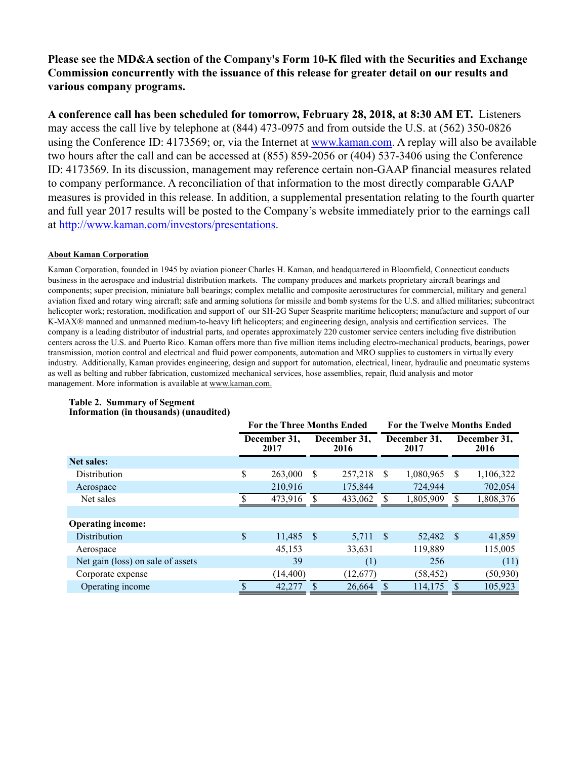**Please see the MD&A section of the Company's Form 10-K filed with the Securities and Exchange Commission concurrently with the issuance of this release for greater detail on our results and various company programs.**

**A conference call has been scheduled for tomorrow, February 28, 2018, at 8:30 AM ET.** Listeners may access the call live by telephone at (844) 473-0975 and from outside the U.S. at (562) 350-0826 using the Conference ID: 4173569; or, via the Internet at www.kaman.com. A replay will also be available two hours after the call and can be accessed at (855) 859-2056 or (404) 537-3406 using the Conference ID: 4173569. In its discussion, management may reference certain non-GAAP financial measures related to company performance. A reconciliation of that information to the most directly comparable GAAP measures is provided in this release. In addition, a supplemental presentation relating to the fourth quarter and full year 2017 results will be posted to the Company's website immediately prior to the earnings call at http://www.kaman.com/investors/presentations.

**About Kaman Corporation**

Kaman Corporation, founded in 1945 by aviation pioneer Charles H. Kaman, and headquartered in Bloomfield, Connecticut conducts business in the aerospace and industrial distribution markets. The company produces and markets proprietary aircraft bearings and components; super precision, miniature ball bearings; complex metallic and composite aerostructures for commercial, military and general aviation fixed and rotary wing aircraft; safe and arming solutions for missile and bomb systems for the U.S. and allied militaries; subcontract helicopter work; restoration, modification and support of our SH-2G Super Seasprite maritime helicopters; manufacture and support of our K-MAX® manned and unmanned medium-to-heavy lift helicopters; and engineering design, analysis and certification services. The company is a leading distributor of industrial parts, and operates approximately 220 customer service centers including five distribution centers across the U.S. and Puerto Rico. Kaman offers more than five million items including electro-mechanical products, bearings, power transmission, motion control and electrical and fluid power components, automation and MRO supplies to customers in virtually every industry. Additionally, Kaman provides engineering, design and support for automation, electrical, linear, hydraulic and pneumatic systems as well as belting and rubber fabrication, customized mechanical services, hose assemblies, repair, fluid analysis and motor management. More information is available at www.kaman.com.

**Table 2. Summary of Segment Information (in thousands) (unaudited)**

| | For the Three Months Ended | | For the Twelve Months Ended | |
|---|---|---|---|---|
| | December 31, 2017 | December 31, 2016 | December 31, 2017 | December 31, 2016 |
| **Net sales:** | | | | |
| Distribution | $ 263,000 | $ 257,218 | $ 1,080,965 | $ 1,106,322 |
| Aerospace | 210,916 | 175,844 | 724,944 | 702,054 |
| Net sales | $ 473,916 | $ 433,062 | $ 1,805,909 | $ 1,808,376 |
| | | | | |
| **Operating income:** | | | | |
| Distribution | $ 11,485 | $ 5,711 | $ 52,482 | $ 41,859 |
| Aerospace | 45,153 | 33,631 | 119,889 | 115,005 |
| Net gain (loss) on sale of assets | 39 | (1) | 256 | (11) |
| Corporate expense | (14,400) | (12,677) | (58,452) | (50,930) |
| Operating income | $ 42,277 | $ 26,664 | $ 114,175 | $ 105,923 |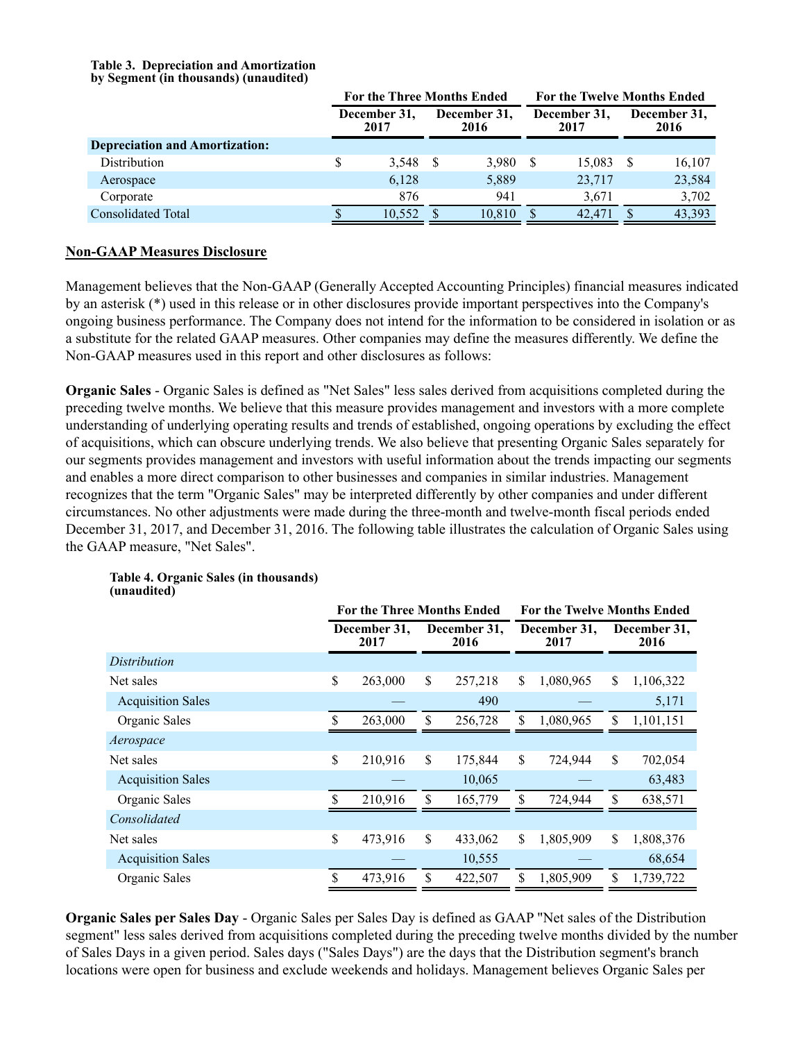**Table 3. Depreciation and Amortization by Segment (in thousands) (unaudited)**

| | For the Three Months Ended | | For the Twelve Months Ended | |
|---|---|---|---|---|
| | December 31, 2017 | December 31, 2016 | December 31, 2017 | December 31, 2016 |
| **Depreciation and Amortization:** | | | | |
| Distribution | $ 3,548 | $ 3,980 | $ 15,083 | $ 16,107 |
| Aerospace | 6,128 | 5,889 | 23,717 | 23,584 |
| Corporate | 876 | 941 | 3,671 | 3,702 |
| Consolidated Total | $ 10,552 | $ 10,810 | $ 42,471 | $ 43,393 |

## Non-GAAP Measures Disclosure

Management believes that the Non-GAAP (Generally Accepted Accounting Principles) financial measures indicated by an asterisk (*) used in this release or in other disclosures provide important perspectives into the Company's ongoing business performance. The Company does not intend for the information to be considered in isolation or as a substitute for the related GAAP measures. Other companies may define the measures differently. We define the Non-GAAP measures used in this report and other disclosures as follows:

**Organic Sales** - Organic Sales is defined as "Net Sales" less sales derived from acquisitions completed during the preceding twelve months. We believe that this measure provides management and investors with a more complete understanding of underlying operating results and trends of established, ongoing operations by excluding the effect of acquisitions, which can obscure underlying trends. We also believe that presenting Organic Sales separately for our segments provides management and investors with useful information about the trends impacting our segments and enables a more direct comparison to other businesses and companies in similar industries. Management recognizes that the term "Organic Sales" may be interpreted differently by other companies and under different circumstances. No other adjustments were made during the three-month and twelve-month fiscal periods ended December 31, 2017, and December 31, 2016. The following table illustrates the calculation of Organic Sales using the GAAP measure, "Net Sales".

**Table 4. Organic Sales (in thousands) (unaudited)**

| | For the Three Months Ended | | For the Twelve Months Ended | |
|---|---|---|---|---|
| | December 31, 2017 | December 31, 2016 | December 31, 2017 | December 31, 2016 |
| *Distribution* | | | | |
| Net sales | $ 263,000 | $ 257,218 | $ 1,080,965 | $ 1,106,322 |
| Acquisition Sales | — | 490 | — | 5,171 |
| Organic Sales | $ 263,000 | $ 256,728 | $ 1,080,965 | $ 1,101,151 |
| *Aerospace* | | | | |
| Net sales | $ 210,916 | $ 175,844 | $ 724,944 | $ 702,054 |
| Acquisition Sales | — | 10,065 | — | 63,483 |
| Organic Sales | $ 210,916 | $ 165,779 | $ 724,944 | $ 638,571 |
| *Consolidated* | | | | |
| Net sales | $ 473,916 | $ 433,062 | $ 1,805,909 | $ 1,808,376 |
| Acquisition Sales | — | 10,555 | — | 68,654 |
| Organic Sales | $ 473,916 | $ 422,507 | $ 1,805,909 | $ 1,739,722 |

**Organic Sales per Sales Day** - Organic Sales per Sales Day is defined as GAAP "Net sales of the Distribution segment" less sales derived from acquisitions completed during the preceding twelve months divided by the number of Sales Days in a given period. Sales days ("Sales Days") are the days that the Distribution segment's branch locations were open for business and exclude weekends and holidays. Management believes Organic Sales per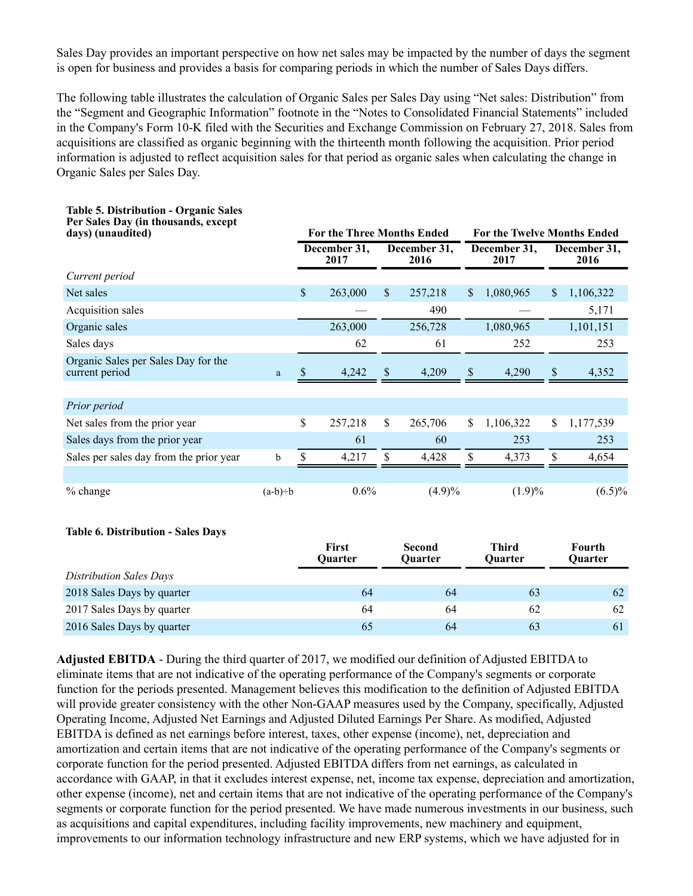Sales Day provides an important perspective on how net sales may be impacted by the number of days the segment is open for business and provides a basis for comparing periods in which the number of Sales Days differs.

The following table illustrates the calculation of Organic Sales per Sales Day using "Net sales: Distribution" from the "Segment and Geographic Information" footnote in the "Notes to Consolidated Financial Statements" included in the Company's Form 10-K filed with the Securities and Exchange Commission on February 27, 2018. Sales from acquisitions are classified as organic beginning with the thirteenth month following the acquisition. Prior period information is adjusted to reflect acquisition sales for that period as organic sales when calculating the change in Organic Sales per Sales Day.

| **Table 5. Distribution - Organic Sales Per Sales Day (in thousands, except days) (unaudited)** | | **For the Three Months Ended** | | **For the Twelve Months Ended** | |
|---|---|---|---|---|---|
| | | **December 31, 2017** | **December 31, 2016** | **December 31, 2017** | **December 31, 2016** |
| *Current period* | | | | | |
| Net sales | | $ 263,000 | $ 257,218 | $ 1,080,965 | $ 1,106,322 |
| Acquisition sales | | — | 490 | — | 5,171 |
| Organic sales | | 263,000 | 256,728 | 1,080,965 | 1,101,151 |
| Sales days | | 62 | 61 | 252 | 253 |
| Organic Sales per Sales Day for the current period | a | $ 4,242 | $ 4,209 | $ 4,290 | $ 4,352 |
| *Prior period* | | | | | |
| Net sales from the prior year | | $ 257,218 | $ 265,706 | $ 1,106,322 | $ 1,177,539 |
| Sales days from the prior year | | 61 | 60 | 253 | 253 |
| Sales per sales day from the prior year | b | $ 4,217 | $ 4,428 | $ 4,373 | $ 4,654 |
| % change | (a-b)÷b | 0.6% | (4.9)% | (1.9)% | (6.5)% |

**Table 6. Distribution - Sales Days**

| | **First Quarter** | **Second Quarter** | **Third Quarter** | **Fourth Quarter** |
|---|---|---|---|---|
| *Distribution Sales Days* | | | | |
| 2018 Sales Days by quarter | 64 | 64 | 63 | 62 |
| 2017 Sales Days by quarter | 64 | 64 | 62 | 62 |
| 2016 Sales Days by quarter | 65 | 64 | 63 | 61 |

**Adjusted EBITDA** - During the third quarter of 2017, we modified our definition of Adjusted EBITDA to eliminate items that are not indicative of the operating performance of the Company's segments or corporate function for the periods presented. Management believes this modification to the definition of Adjusted EBITDA will provide greater consistency with the other Non-GAAP measures used by the Company, specifically, Adjusted Operating Income, Adjusted Net Earnings and Adjusted Diluted Earnings Per Share. As modified, Adjusted EBITDA is defined as net earnings before interest, taxes, other expense (income), net, depreciation and amortization and certain items that are not indicative of the operating performance of the Company's segments or corporate function for the period presented. Adjusted EBITDA differs from net earnings, as calculated in accordance with GAAP, in that it excludes interest expense, net, income tax expense, depreciation and amortization, other expense (income), net and certain items that are not indicative of the operating performance of the Company's segments or corporate function for the period presented. We have made numerous investments in our business, such as acquisitions and capital expenditures, including facility improvements, new machinery and equipment, improvements to our information technology infrastructure and new ERP systems, which we have adjusted for in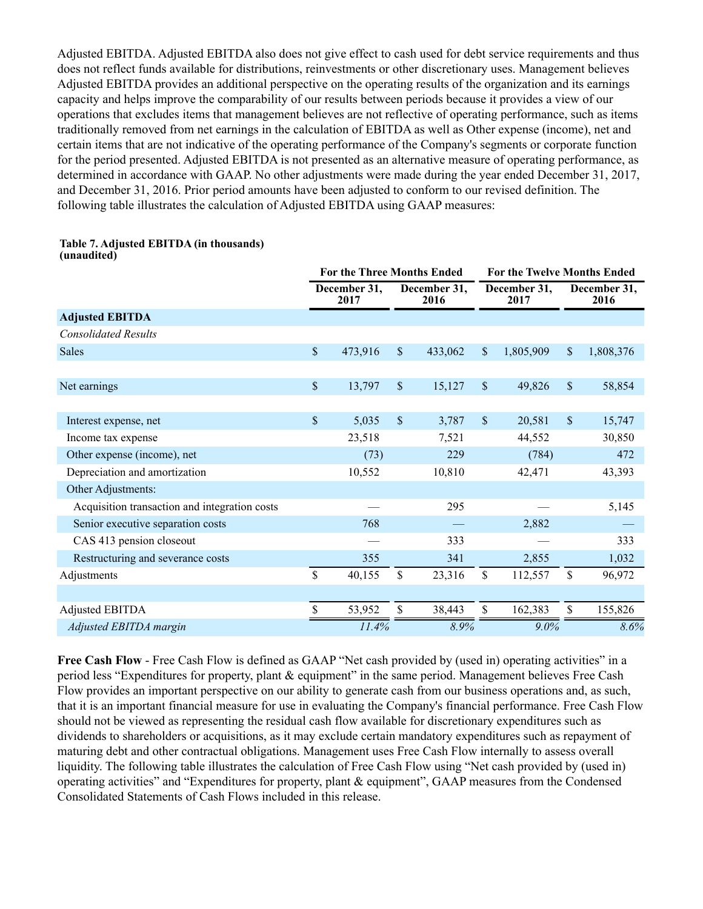Adjusted EBITDA. Adjusted EBITDA also does not give effect to cash used for debt service requirements and thus does not reflect funds available for distributions, reinvestments or other discretionary uses. Management believes Adjusted EBITDA provides an additional perspective on the operating results of the organization and its earnings capacity and helps improve the comparability of our results between periods because it provides a view of our operations that excludes items that management believes are not reflective of operating performance, such as items traditionally removed from net earnings in the calculation of EBITDA as well as Other expense (income), net and certain items that are not indicative of the operating performance of the Company's segments or corporate function for the period presented. Adjusted EBITDA is not presented as an alternative measure of operating performance, as determined in accordance with GAAP. No other adjustments were made during the year ended December 31, 2017, and December 31, 2016. Prior period amounts have been adjusted to conform to our revised definition. The following table illustrates the calculation of Adjusted EBITDA using GAAP measures:

**Table 7. Adjusted EBITDA (in thousands) (unaudited)**

| | For the Three Months Ended | | For the Twelve Months Ended | |
|---|---|---|---|---|
| | December 31, 2017 | December 31, 2016 | December 31, 2017 | December 31, 2016 |
| **Adjusted EBITDA** | | | | |
| *Consolidated Results* | | | | |
| Sales | $ 473,916 | $ 433,062 | $ 1,805,909 | $ 1,808,376 |
| | | | | |
| Net earnings | $ 13,797 | $ 15,127 | $ 49,826 | $ 58,854 |
| | | | | |
| Interest expense, net | $ 5,035 | $ 3,787 | $ 20,581 | $ 15,747 |
| Income tax expense | 23,518 | 7,521 | 44,552 | 30,850 |
| Other expense (income), net | (73) | 229 | (784) | 472 |
| Depreciation and amortization | 10,552 | 10,810 | 42,471 | 43,393 |
| Other Adjustments: | | | | |
| Acquisition transaction and integration costs | — | 295 | — | 5,145 |
| Senior executive separation costs | 768 | — | 2,882 | — |
| CAS 413 pension closeout | — | 333 | — | 333 |
| Restructuring and severance costs | 355 | 341 | 2,855 | 1,032 |
| Adjustments | $ 40,155 | $ 23,316 | $ 112,557 | $ 96,972 |
| | | | | |
| Adjusted EBITDA | $ 53,952 | $ 38,443 | $ 162,383 | $ 155,826 |
| *Adjusted EBITDA margin* | *11.4%* | *8.9%* | *9.0%* | *8.6%* |

**Free Cash Flow** - Free Cash Flow is defined as GAAP "Net cash provided by (used in) operating activities" in a period less "Expenditures for property, plant & equipment" in the same period. Management believes Free Cash Flow provides an important perspective on our ability to generate cash from our business operations and, as such, that it is an important financial measure for use in evaluating the Company's financial performance. Free Cash Flow should not be viewed as representing the residual cash flow available for discretionary expenditures such as dividends to shareholders or acquisitions, as it may exclude certain mandatory expenditures such as repayment of maturing debt and other contractual obligations. Management uses Free Cash Flow internally to assess overall liquidity. The following table illustrates the calculation of Free Cash Flow using "Net cash provided by (used in) operating activities" and "Expenditures for property, plant & equipment", GAAP measures from the Condensed Consolidated Statements of Cash Flows included in this release.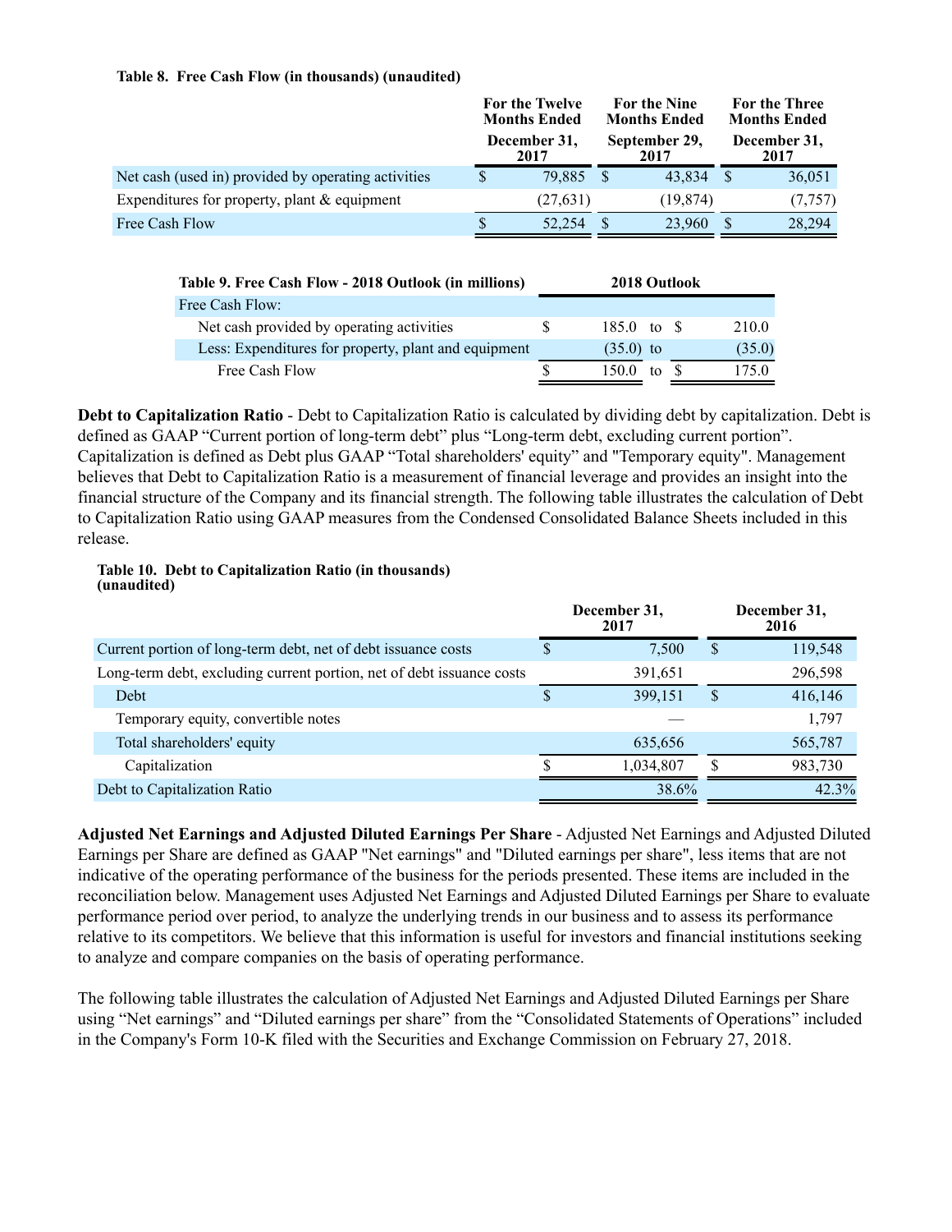**Table 8. Free Cash Flow (in thousands) (unaudited)**

| | For the Twelve Months Ended December 31, 2017 | For the Nine Months Ended September 29, 2017 | For the Three Months Ended December 31, 2017 |
|---|---|---|---|
| Net cash (used in) provided by operating activities | $ 79,885 | $ 43,834 | $ 36,051 |
| Expenditures for property, plant & equipment | (27,631) | (19,874) | (7,757) |
| Free Cash Flow | $ 52,254 | $ 23,960 | $ 28,294 |

| Table 9. Free Cash Flow - 2018 Outlook (in millions) | 2018 Outlook | | |
|---|---|---|---|
| Free Cash Flow: | | | |
| Net cash provided by operating activities | $ 185.0 | to | $ 210.0 |
| Less: Expenditures for property, plant and equipment | (35.0) | to | (35.0) |
| Free Cash Flow | $ 150.0 | to | $ 175.0 |

**Debt to Capitalization Ratio** - Debt to Capitalization Ratio is calculated by dividing debt by capitalization. Debt is defined as GAAP "Current portion of long-term debt" plus "Long-term debt, excluding current portion". Capitalization is defined as Debt plus GAAP "Total shareholders' equity" and "Temporary equity". Management believes that Debt to Capitalization Ratio is a measurement of financial leverage and provides an insight into the financial structure of the Company and its financial strength. The following table illustrates the calculation of Debt to Capitalization Ratio using GAAP measures from the Condensed Consolidated Balance Sheets included in this release.

**Table 10. Debt to Capitalization Ratio (in thousands) (unaudited)**

| | December 31, 2017 | December 31, 2016 |
|---|---|---|
| Current portion of long-term debt, net of debt issuance costs | $ 7,500 | $ 119,548 |
| Long-term debt, excluding current portion, net of debt issuance costs | 391,651 | 296,598 |
| Debt | $ 399,151 | $ 416,146 |
| Temporary equity, convertible notes | — | 1,797 |
| Total shareholders' equity | 635,656 | 565,787 |
| Capitalization | $ 1,034,807 | $ 983,730 |
| Debt to Capitalization Ratio | 38.6% | 42.3% |

**Adjusted Net Earnings and Adjusted Diluted Earnings Per Share** - Adjusted Net Earnings and Adjusted Diluted Earnings per Share are defined as GAAP "Net earnings" and "Diluted earnings per share", less items that are not indicative of the operating performance of the business for the periods presented. These items are included in the reconciliation below. Management uses Adjusted Net Earnings and Adjusted Diluted Earnings per Share to evaluate performance period over period, to analyze the underlying trends in our business and to assess its performance relative to its competitors. We believe that this information is useful for investors and financial institutions seeking to analyze and compare companies on the basis of operating performance.

The following table illustrates the calculation of Adjusted Net Earnings and Adjusted Diluted Earnings per Share using "Net earnings" and "Diluted earnings per share" from the "Consolidated Statements of Operations" included in the Company's Form 10-K filed with the Securities and Exchange Commission on February 27, 2018.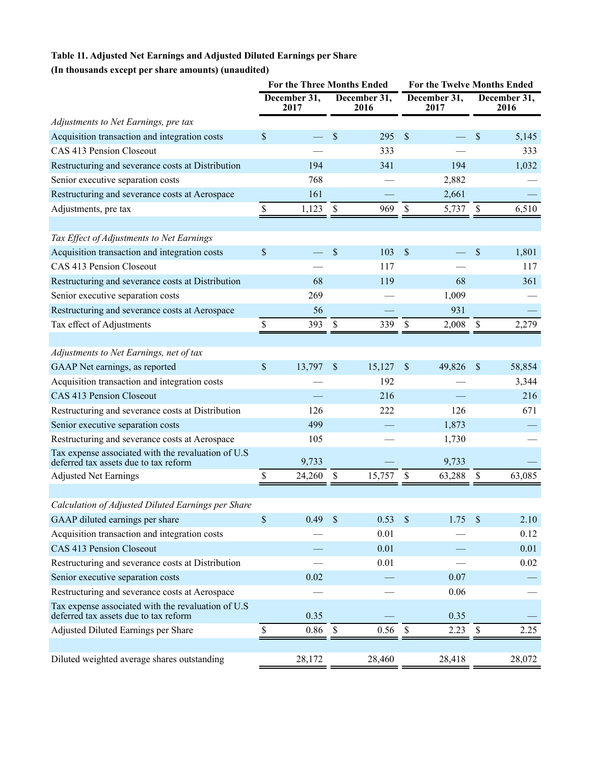**Table 11. Adjusted Net Earnings and Adjusted Diluted Earnings per Share**

**(In thousands except per share amounts) (unaudited)**

| | For the Three Months Ended | | For the Twelve Months Ended | |
|---|---|---|---|---|
| | December 31, 2017 | December 31, 2016 | December 31, 2017 | December 31, 2016 |
| *Adjustments to Net Earnings, pre tax* | | | | |
| Acquisition transaction and integration costs | $ — | $ 295 | $ — | $ 5,145 |
| CAS 413 Pension Closeout | — | 333 | — | 333 |
| Restructuring and severance costs at Distribution | 194 | 341 | 194 | 1,032 |
| Senior executive separation costs | 768 | — | 2,882 | — |
| Restructuring and severance costs at Aerospace | 161 | — | 2,661 | — |
| Adjustments, pre tax | $ 1,123 | $ 969 | $ 5,737 | $ 6,510 |
| | | | | |
| *Tax Effect of Adjustments to Net Earnings* | | | | |
| Acquisition transaction and integration costs | $ — | $ 103 | $ — | $ 1,801 |
| CAS 413 Pension Closeout | — | 117 | — | 117 |
| Restructuring and severance costs at Distribution | 68 | 119 | 68 | 361 |
| Senior executive separation costs | 269 | — | 1,009 | — |
| Restructuring and severance costs at Aerospace | 56 | — | 931 | — |
| Tax effect of Adjustments | $ 393 | $ 339 | $ 2,008 | $ 2,279 |
| | | | | |
| *Adjustments to Net Earnings, net of tax* | | | | |
| GAAP Net earnings, as reported | $ 13,797 | $ 15,127 | $ 49,826 | $ 58,854 |
| Acquisition transaction and integration costs | — | 192 | — | 3,344 |
| CAS 413 Pension Closeout | — | 216 | — | 216 |
| Restructuring and severance costs at Distribution | 126 | 222 | 126 | 671 |
| Senior executive separation costs | 499 | — | 1,873 | — |
| Restructuring and severance costs at Aerospace | 105 | — | 1,730 | — |
| Tax expense associated with the revaluation of U.S deferred tax assets due to tax reform | 9,733 | — | 9,733 | — |
| Adjusted Net Earnings | $ 24,260 | $ 15,757 | $ 63,288 | $ 63,085 |
| | | | | |
| *Calculation of Adjusted Diluted Earnings per Share* | | | | |
| GAAP diluted earnings per share | $ 0.49 | $ 0.53 | $ 1.75 | $ 2.10 |
| Acquisition transaction and integration costs | — | 0.01 | — | 0.12 |
| CAS 413 Pension Closeout | — | 0.01 | — | 0.01 |
| Restructuring and severance costs at Distribution | — | 0.01 | — | 0.02 |
| Senior executive separation costs | 0.02 | — | 0.07 | — |
| Restructuring and severance costs at Aerospace | — | — | 0.06 | — |
| Tax expense associated with the revaluation of U.S deferred tax assets due to tax reform | 0.35 | — | 0.35 | — |
| Adjusted Diluted Earnings per Share | $ 0.86 | $ 0.56 | $ 2.23 | $ 2.25 |
| | | | | |
| Diluted weighted average shares outstanding | 28,172 | 28,460 | 28,418 | 28,072 |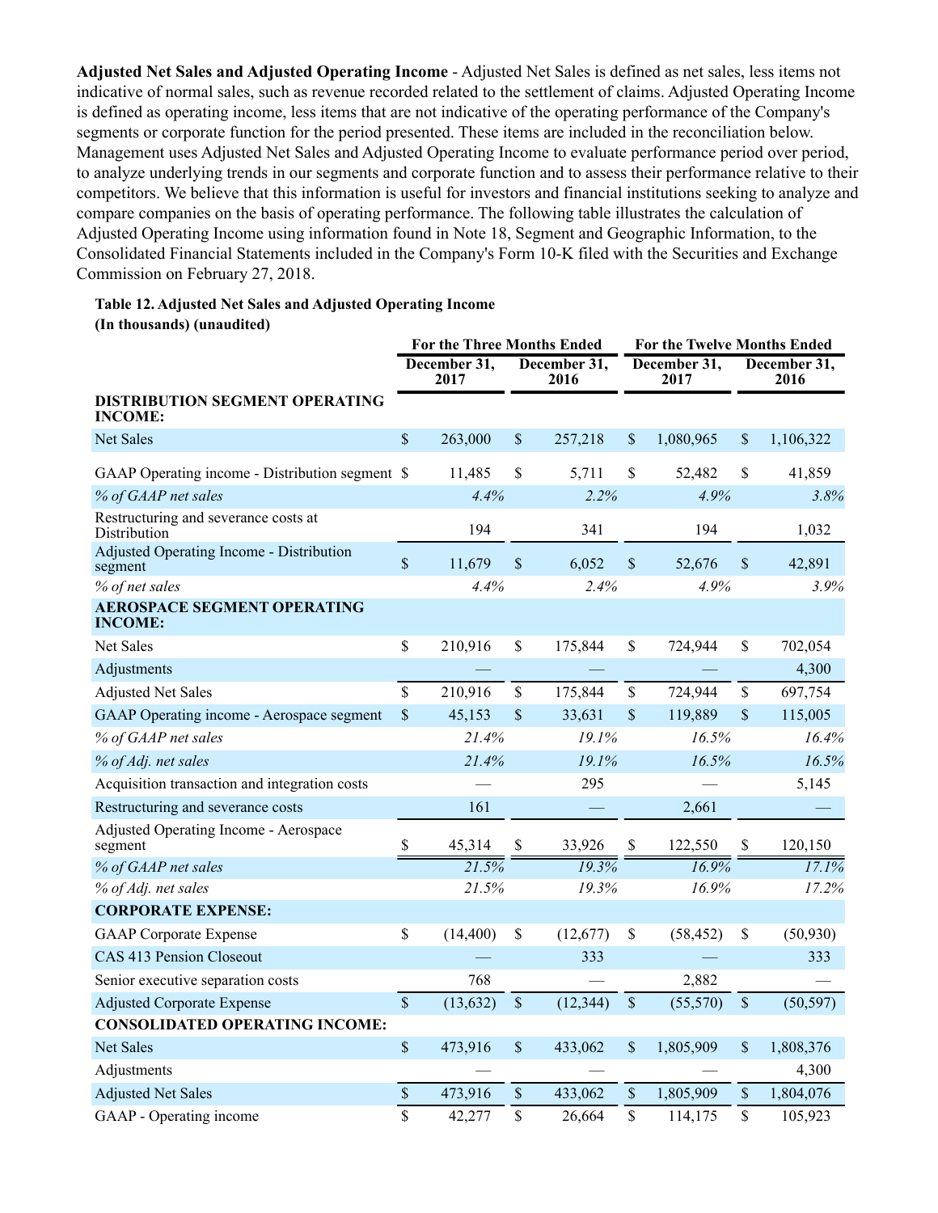**Adjusted Net Sales and Adjusted Operating Income** - Adjusted Net Sales is defined as net sales, less items not indicative of normal sales, such as revenue recorded related to the settlement of claims. Adjusted Operating Income is defined as operating income, less items that are not indicative of the operating performance of the Company's segments or corporate function for the period presented. These items are included in the reconciliation below. Management uses Adjusted Net Sales and Adjusted Operating Income to evaluate performance period over period, to analyze underlying trends in our segments and corporate function and to assess their performance relative to their competitors. We believe that this information is useful for investors and financial institutions seeking to analyze and compare companies on the basis of operating performance. The following table illustrates the calculation of Adjusted Operating Income using information found in Note 18, Segment and Geographic Information, to the Consolidated Financial Statements included in the Company's Form 10-K filed with the Securities and Exchange Commission on February 27, 2018.

**Table 12. Adjusted Net Sales and Adjusted Operating Income**
**(In thousands) (unaudited)**

| | For the Three Months Ended | | For the Twelve Months Ended | |
|---|---|---|---|---|
| | December 31, 2017 | December 31, 2016 | December 31, 2017 | December 31, 2016 |
| **DISTRIBUTION SEGMENT OPERATING INCOME:** | | | | |
| Net Sales | $ 263,000 | $ 257,218 | $ 1,080,965 | $ 1,106,322 |
| GAAP Operating income - Distribution segment | $ 11,485 | $ 5,711 | $ 52,482 | $ 41,859 |
| *% of GAAP net sales* | *4.4%* | *2.2%* | *4.9%* | *3.8%* |
| Restructuring and severance costs at Distribution | 194 | 341 | 194 | 1,032 |
| Adjusted Operating Income - Distribution segment | $ 11,679 | $ 6,052 | $ 52,676 | $ 42,891 |
| *% of net sales* | *4.4%* | *2.4%* | *4.9%* | *3.9%* |
| **AEROSPACE SEGMENT OPERATING INCOME:** | | | | |
| Net Sales | $ 210,916 | $ 175,844 | $ 724,944 | $ 702,054 |
| Adjustments | — | — | — | 4,300 |
| Adjusted Net Sales | $ 210,916 | $ 175,844 | $ 724,944 | $ 697,754 |
| GAAP Operating income - Aerospace segment | $ 45,153 | $ 33,631 | $ 119,889 | $ 115,005 |
| *% of GAAP net sales* | *21.4%* | *19.1%* | *16.5%* | *16.4%* |
| *% of Adj. net sales* | *21.4%* | *19.1%* | *16.5%* | *16.5%* |
| Acquisition transaction and integration costs | — | 295 | — | 5,145 |
| Restructuring and severance costs | 161 | — | 2,661 | — |
| Adjusted Operating Income - Aerospace segment | $ 45,314 | $ 33,926 | $ 122,550 | $ 120,150 |
| *% of GAAP net sales* | *21.5%* | *19.3%* | *16.9%* | *17.1%* |
| *% of Adj. net sales* | *21.5%* | *19.3%* | *16.9%* | *17.2%* |
| **CORPORATE EXPENSE:** | | | | |
| GAAP Corporate Expense | $ (14,400) | $ (12,677) | $ (58,452) | $ (50,930) |
| CAS 413 Pension Closeout | — | 333 | — | 333 |
| Senior executive separation costs | 768 | — | 2,882 | — |
| Adjusted Corporate Expense | $ (13,632) | $ (12,344) | $ (55,570) | $ (50,597) |
| **CONSOLIDATED OPERATING INCOME:** | | | | |
| Net Sales | $ 473,916 | $ 433,062 | $ 1,805,909 | $ 1,808,376 |
| Adjustments | — | — | — | 4,300 |
| Adjusted Net Sales | $ 473,916 | $ 433,062 | $ 1,805,909 | $ 1,804,076 |
| GAAP - Operating income | $ 42,277 | $ 26,664 | $ 114,175 | $ 105,923 |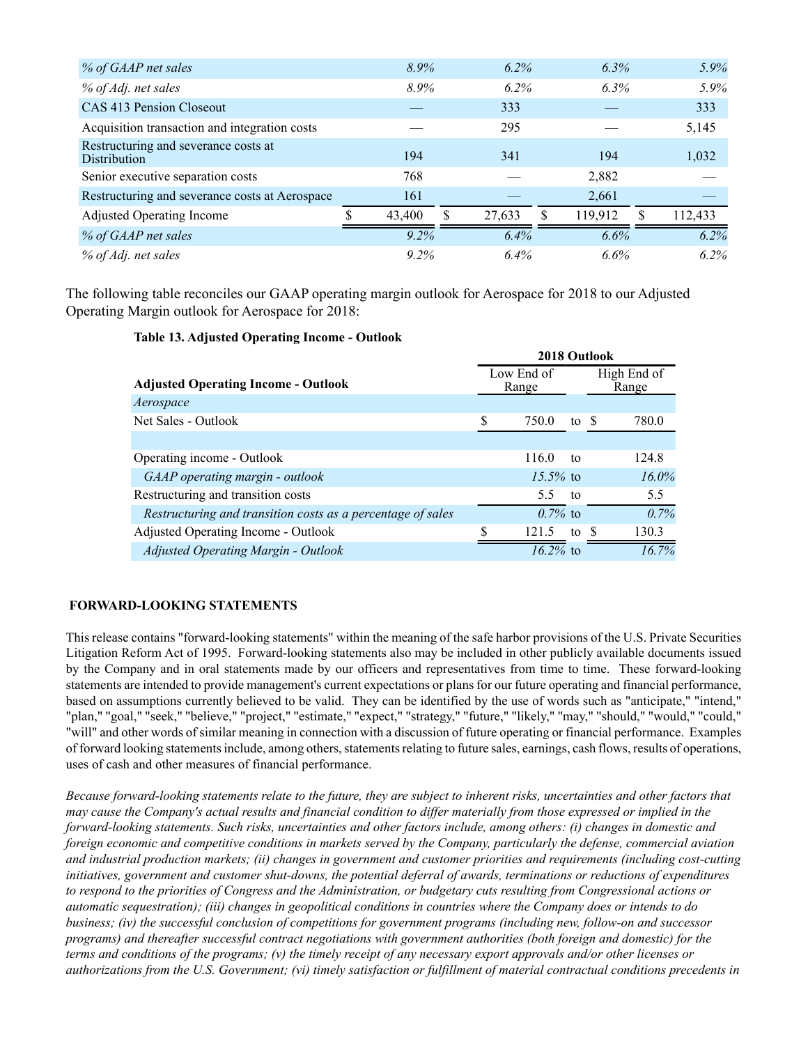| | | | | |
|---|---|---|---|---|
| *% of GAAP net sales* | *8.9%* | *6.2%* | *6.3%* | *5.9%* |
| *% of Adj. net sales* | *8.9%* | *6.2%* | *6.3%* | *5.9%* |
| CAS 413 Pension Closeout | — | 333 | — | 333 |
| Acquisition transaction and integration costs | — | 295 | — | 5,145 |
| Restructuring and severance costs at Distribution | 194 | 341 | 194 | 1,032 |
| Senior executive separation costs | 768 | — | 2,882 | — |
| Restructuring and severance costs at Aerospace | 161 | — | 2,661 | — |
| Adjusted Operating Income | $ 43,400 | $ 27,633 | $ 119,912 | $ 112,433 |
| *% of GAAP net sales* | *9.2%* | *6.4%* | *6.6%* | *6.2%* |
| *% of Adj. net sales* | *9.2%* | *6.4%* | *6.6%* | *6.2%* |

The following table reconciles our GAAP operating margin outlook for Aerospace for 2018 to our Adjusted Operating Margin outlook for Aerospace for 2018:

**Table 13. Adjusted Operating Income - Outlook**

| | **2018 Outlook** | | |
|---|---|---|---|
| **Adjusted Operating Income - Outlook** | Low End of Range | | High End of Range |
| *Aerospace* | | | |
| Net Sales - Outlook | $ 750.0 | to | $ 780.0 |
| | | | |
| Operating income - Outlook | 116.0 | to | 124.8 |
| *GAAP operating margin - outlook* | *15.5%* | to | *16.0%* |
| Restructuring and transition costs | 5.5 | to | 5.5 |
| *Restructuring and transition costs as a percentage of sales* | *0.7%* | to | *0.7%* |
| Adjusted Operating Income - Outlook | $ 121.5 | to | $ 130.3 |
| *Adjusted Operating Margin - Outlook* | *16.2%* | to | *16.7%* |

**FORWARD-LOOKING STATEMENTS**

This release contains "forward-looking statements" within the meaning of the safe harbor provisions of the U.S. Private Securities Litigation Reform Act of 1995. Forward-looking statements also may be included in other publicly available documents issued by the Company and in oral statements made by our officers and representatives from time to time. These forward-looking statements are intended to provide management's current expectations or plans for our future operating and financial performance, based on assumptions currently believed to be valid. They can be identified by the use of words such as "anticipate," "intend," "plan," "goal," "seek," "believe," "project," "estimate," "expect," "strategy," "future," "likely," "may," "should," "would," "could," "will" and other words of similar meaning in connection with a discussion of future operating or financial performance. Examples of forward looking statements include, among others, statements relating to future sales, earnings, cash flows, results of operations, uses of cash and other measures of financial performance.

*Because forward-looking statements relate to the future, they are subject to inherent risks, uncertainties and other factors that may cause the Company's actual results and financial condition to differ materially from those expressed or implied in the forward-looking statements. Such risks, uncertainties and other factors include, among others: (i) changes in domestic and foreign economic and competitive conditions in markets served by the Company, particularly the defense, commercial aviation and industrial production markets; (ii) changes in government and customer priorities and requirements (including cost-cutting initiatives, government and customer shut-downs, the potential deferral of awards, terminations or reductions of expenditures to respond to the priorities of Congress and the Administration, or budgetary cuts resulting from Congressional actions or automatic sequestration); (iii) changes in geopolitical conditions in countries where the Company does or intends to do business; (iv) the successful conclusion of competitions for government programs (including new, follow-on and successor programs) and thereafter successful contract negotiations with government authorities (both foreign and domestic) for the terms and conditions of the programs; (v) the timely receipt of any necessary export approvals and/or other licenses or authorizations from the U.S. Government; (vi) timely satisfaction or fulfillment of material contractual conditions precedents in*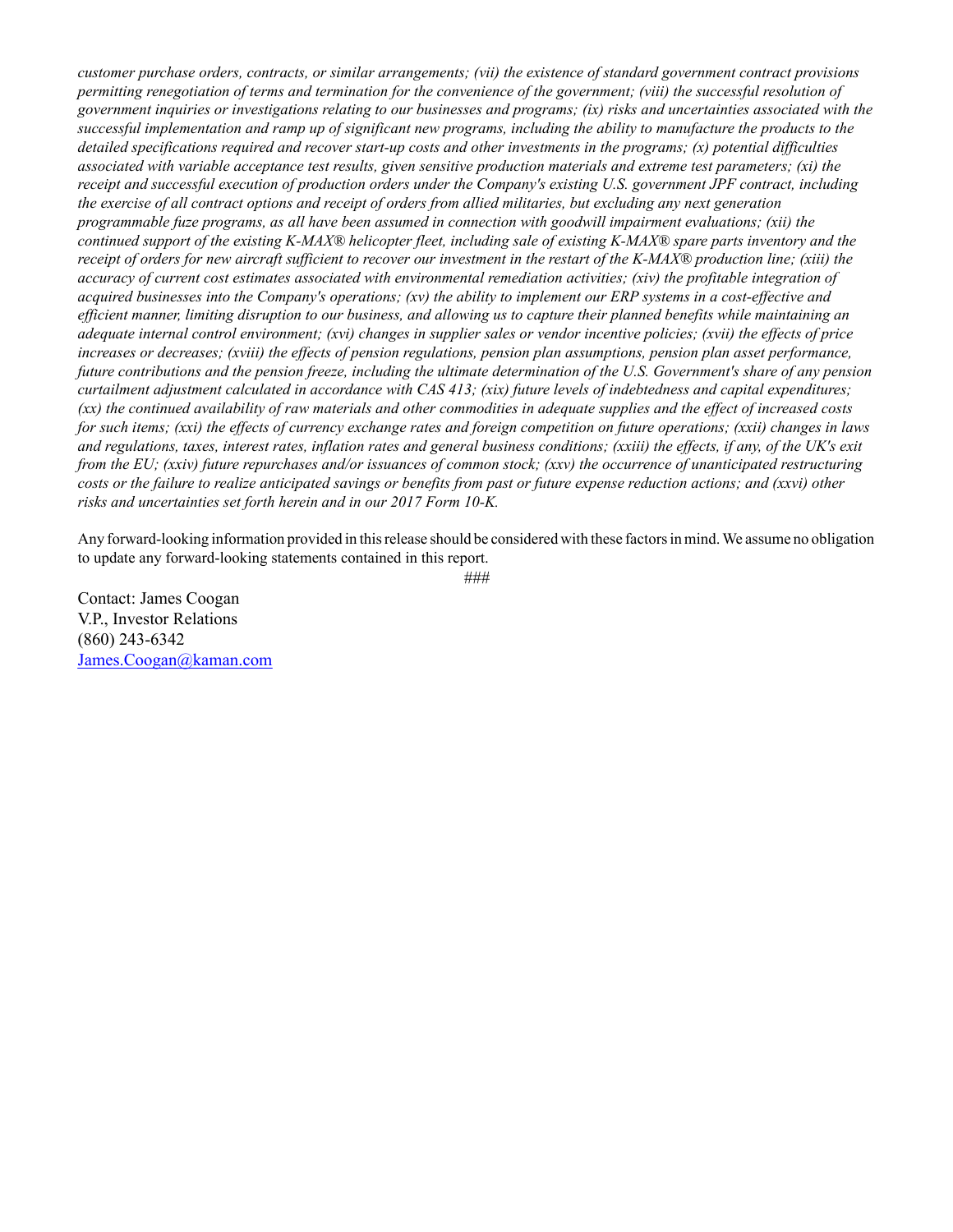*customer purchase orders, contracts, or similar arrangements; (vii) the existence of standard government contract provisions permitting renegotiation of terms and termination for the convenience of the government; (viii) the successful resolution of government inquiries or investigations relating to our businesses and programs; (ix) risks and uncertainties associated with the successful implementation and ramp up of significant new programs, including the ability to manufacture the products to the detailed specifications required and recover start-up costs and other investments in the programs; (x) potential difficulties associated with variable acceptance test results, given sensitive production materials and extreme test parameters; (xi) the receipt and successful execution of production orders under the Company's existing U.S. government JPF contract, including the exercise of all contract options and receipt of orders from allied militaries, but excluding any next generation programmable fuze programs, as all have been assumed in connection with goodwill impairment evaluations; (xii) the continued support of the existing K-MAX® helicopter fleet, including sale of existing K-MAX® spare parts inventory and the receipt of orders for new aircraft sufficient to recover our investment in the restart of the K-MAX® production line; (xiii) the accuracy of current cost estimates associated with environmental remediation activities; (xiv) the profitable integration of acquired businesses into the Company's operations; (xv) the ability to implement our ERP systems in a cost-effective and efficient manner, limiting disruption to our business, and allowing us to capture their planned benefits while maintaining an adequate internal control environment; (xvi) changes in supplier sales or vendor incentive policies; (xvii) the effects of price increases or decreases; (xviii) the effects of pension regulations, pension plan assumptions, pension plan asset performance, future contributions and the pension freeze, including the ultimate determination of the U.S. Government's share of any pension curtailment adjustment calculated in accordance with CAS 413; (xix) future levels of indebtedness and capital expenditures; (xx) the continued availability of raw materials and other commodities in adequate supplies and the effect of increased costs for such items; (xxi) the effects of currency exchange rates and foreign competition on future operations; (xxii) changes in laws and regulations, taxes, interest rates, inflation rates and general business conditions; (xxiii) the effects, if any, of the UK's exit from the EU; (xxiv) future repurchases and/or issuances of common stock; (xxv) the occurrence of unanticipated restructuring costs or the failure to realize anticipated savings or benefits from past or future expense reduction actions; and (xxvi) other risks and uncertainties set forth herein and in our 2017 Form 10-K.*

Any forward-looking information provided in this release should be considered with these factors in mind. We assume no obligation to update any forward-looking statements contained in this report.

###

Contact: James Coogan
V.P., Investor Relations
(860) 243-6342
James.Coogan@kaman.com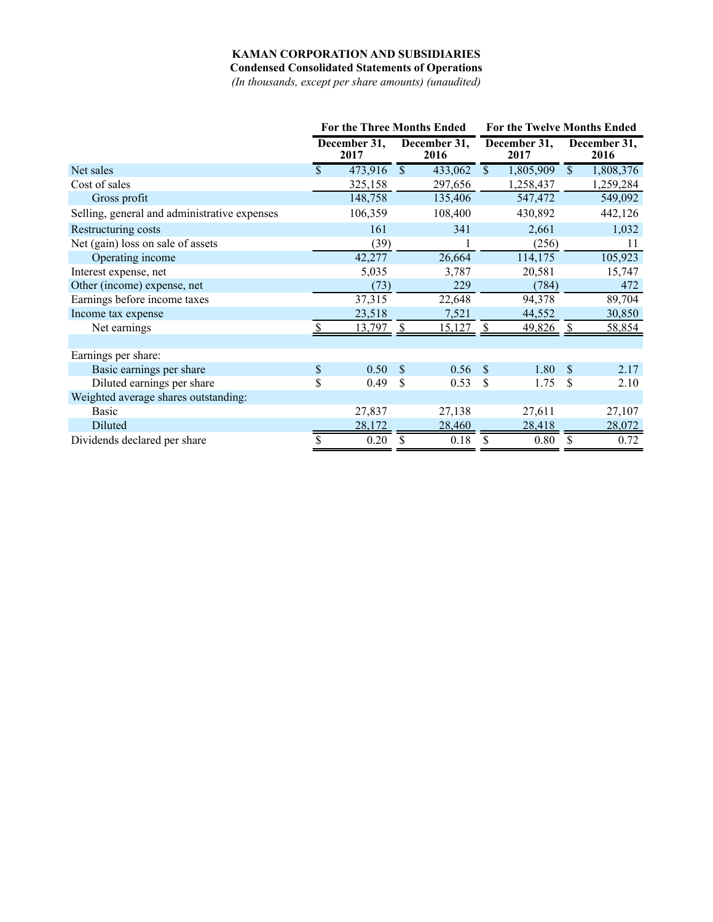**KAMAN CORPORATION AND SUBSIDIARIES**

**Condensed Consolidated Statements of Operations**

*(In thousands, except per share amounts) (unaudited)*

| | For the Three Months Ended | | For the Twelve Months Ended | |
|---|---|---|---|---|
| | December 31, 2017 | December 31, 2016 | December 31, 2017 | December 31, 2016 |
| Net sales | $ 473,916 | $ 433,062 | $ 1,805,909 | $ 1,808,376 |
| Cost of sales | 325,158 | 297,656 | 1,258,437 | 1,259,284 |
| Gross profit | 148,758 | 135,406 | 547,472 | 549,092 |
| Selling, general and administrative expenses | 106,359 | 108,400 | 430,892 | 442,126 |
| Restructuring costs | 161 | 341 | 2,661 | 1,032 |
| Net (gain) loss on sale of assets | (39) | 1 | (256) | 11 |
| Operating income | 42,277 | 26,664 | 114,175 | 105,923 |
| Interest expense, net | 5,035 | 3,787 | 20,581 | 15,747 |
| Other (income) expense, net | (73) | 229 | (784) | 472 |
| Earnings before income taxes | 37,315 | 22,648 | 94,378 | 89,704 |
| Income tax expense | 23,518 | 7,521 | 44,552 | 30,850 |
| Net earnings | $ 13,797 | $ 15,127 | $ 49,826 | $ 58,854 |
| | | | | |
| Earnings per share: | | | | |
| Basic earnings per share | $ 0.50 | $ 0.56 | $ 1.80 | $ 2.17 |
| Diluted earnings per share | $ 0.49 | $ 0.53 | $ 1.75 | $ 2.10 |
| Weighted average shares outstanding: | | | | |
| Basic | 27,837 | 27,138 | 27,611 | 27,107 |
| Diluted | 28,172 | 28,460 | 28,418 | 28,072 |
| Dividends declared per share | $ 0.20 | $ 0.18 | $ 0.80 | $ 0.72 |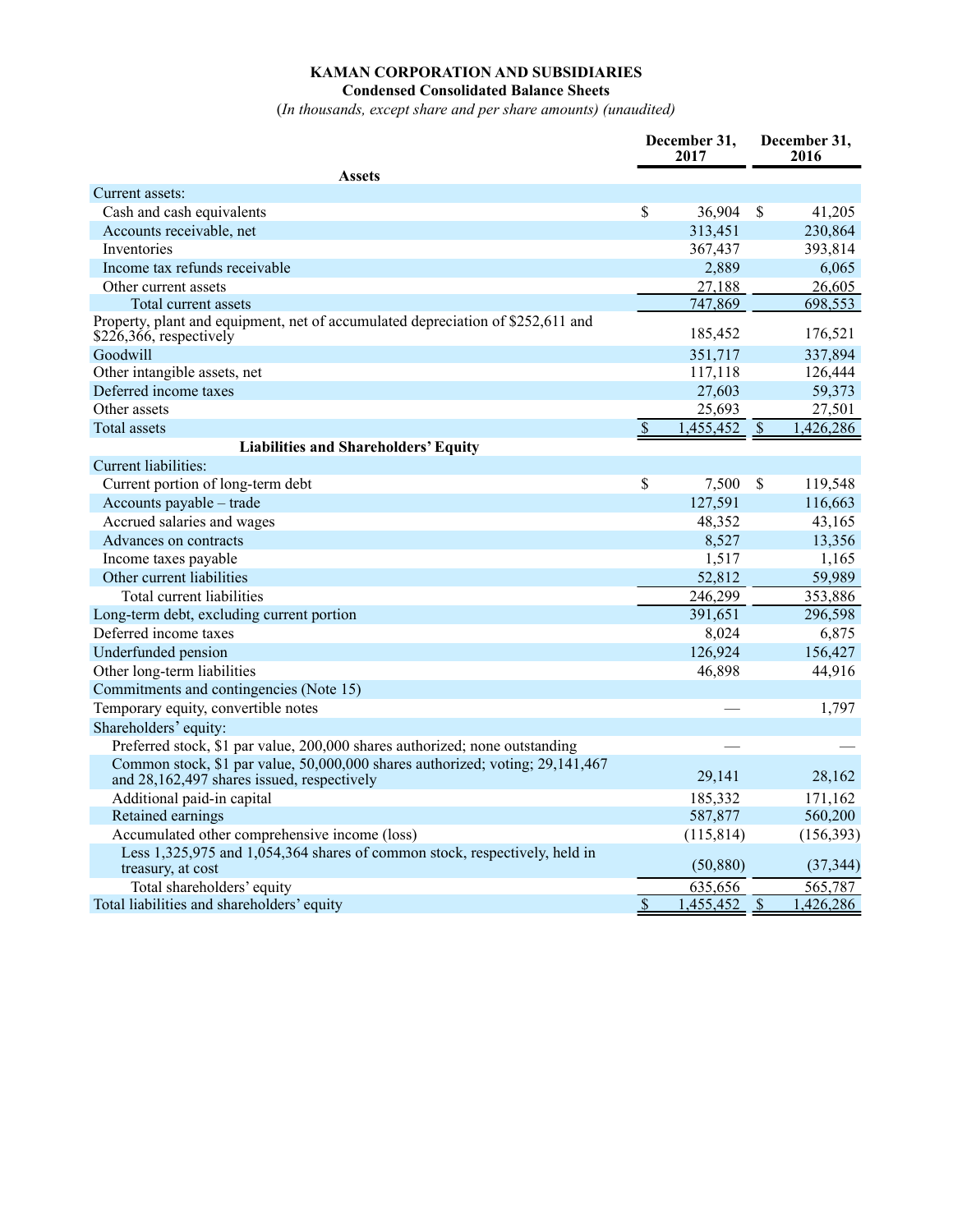**KAMAN CORPORATION AND SUBSIDIARIES**
**Condensed Consolidated Balance Sheets**
(*In thousands, except share and per share amounts) (unaudited)*

| | December 31, 2017 | December 31, 2016 |
|---|---|---|
| **Assets** | | |
| Current assets: | | |
| Cash and cash equivalents | $ 36,904 | $ 41,205 |
| Accounts receivable, net | 313,451 | 230,864 |
| Inventories | 367,437 | 393,814 |
| Income tax refunds receivable | 2,889 | 6,065 |
| Other current assets | 27,188 | 26,605 |
| Total current assets | 747,869 | 698,553 |
| Property, plant and equipment, net of accumulated depreciation of $252,611 and $226,366, respectively | 185,452 | 176,521 |
| Goodwill | 351,717 | 337,894 |
| Other intangible assets, net | 117,118 | 126,444 |
| Deferred income taxes | 27,603 | 59,373 |
| Other assets | 25,693 | 27,501 |
| Total assets | $ 1,455,452 | $ 1,426,286 |
| **Liabilities and Shareholders' Equity** | | |
| Current liabilities: | | |
| Current portion of long-term debt | $ 7,500 | $ 119,548 |
| Accounts payable – trade | 127,591 | 116,663 |
| Accrued salaries and wages | 48,352 | 43,165 |
| Advances on contracts | 8,527 | 13,356 |
| Income taxes payable | 1,517 | 1,165 |
| Other current liabilities | 52,812 | 59,989 |
| Total current liabilities | 246,299 | 353,886 |
| Long-term debt, excluding current portion | 391,651 | 296,598 |
| Deferred income taxes | 8,024 | 6,875 |
| Underfunded pension | 126,924 | 156,427 |
| Other long-term liabilities | 46,898 | 44,916 |
| Commitments and contingencies (Note 15) | | |
| Temporary equity, convertible notes | — | 1,797 |
| Shareholders' equity: | | |
| Preferred stock, $1 par value, 200,000 shares authorized; none outstanding | — | — |
| Common stock, $1 par value, 50,000,000 shares authorized; voting; 29,141,467 and 28,162,497 shares issued, respectively | 29,141 | 28,162 |
| Additional paid-in capital | 185,332 | 171,162 |
| Retained earnings | 587,877 | 560,200 |
| Accumulated other comprehensive income (loss) | (115,814) | (156,393) |
| Less 1,325,975 and 1,054,364 shares of common stock, respectively, held in treasury, at cost | (50,880) | (37,344) |
| Total shareholders' equity | 635,656 | 565,787 |
| Total liabilities and shareholders' equity | $ 1,455,452 | $ 1,426,286 |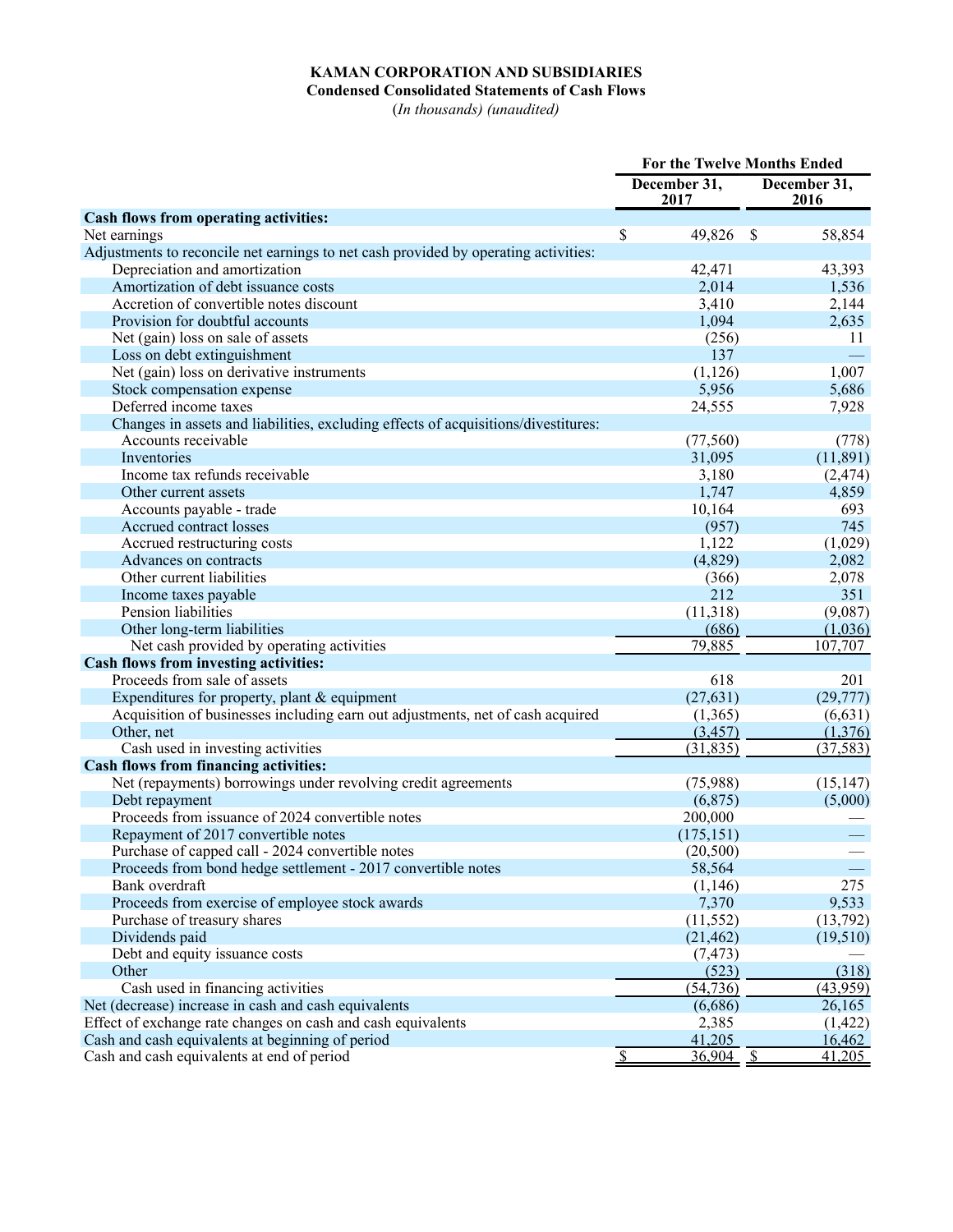**KAMAN CORPORATION AND SUBSIDIARIES**

**Condensed Consolidated Statements of Cash Flows**

(*In thousands) (unaudited)*

| | For the Twelve Months Ended | |
|---|---|---|
| | December 31, 2017 | December 31, 2016 |
| **Cash flows from operating activities:** | | |
| Net earnings | $ 49,826 | $ 58,854 |
| Adjustments to reconcile net earnings to net cash provided by operating activities: | | |
| Depreciation and amortization | 42,471 | 43,393 |
| Amortization of debt issuance costs | 2,014 | 1,536 |
| Accretion of convertible notes discount | 3,410 | 2,144 |
| Provision for doubtful accounts | 1,094 | 2,635 |
| Net (gain) loss on sale of assets | (256) | 11 |
| Loss on debt extinguishment | 137 | — |
| Net (gain) loss on derivative instruments | (1,126) | 1,007 |
| Stock compensation expense | 5,956 | 5,686 |
| Deferred income taxes | 24,555 | 7,928 |
| Changes in assets and liabilities, excluding effects of acquisitions/divestitures: | | |
| Accounts receivable | (77,560) | (778) |
| Inventories | 31,095 | (11,891) |
| Income tax refunds receivable | 3,180 | (2,474) |
| Other current assets | 1,747 | 4,859 |
| Accounts payable - trade | 10,164 | 693 |
| Accrued contract losses | (957) | 745 |
| Accrued restructuring costs | 1,122 | (1,029) |
| Advances on contracts | (4,829) | 2,082 |
| Other current liabilities | (366) | 2,078 |
| Income taxes payable | 212 | 351 |
| Pension liabilities | (11,318) | (9,087) |
| Other long-term liabilities | (686) | (1,036) |
| Net cash provided by operating activities | 79,885 | 107,707 |
| **Cash flows from investing activities:** | | |
| Proceeds from sale of assets | 618 | 201 |
| Expenditures for property, plant & equipment | (27,631) | (29,777) |
| Acquisition of businesses including earn out adjustments, net of cash acquired | (1,365) | (6,631) |
| Other, net | (3,457) | (1,376) |
| Cash used in investing activities | (31,835) | (37,583) |
| **Cash flows from financing activities:** | | |
| Net (repayments) borrowings under revolving credit agreements | (75,988) | (15,147) |
| Debt repayment | (6,875) | (5,000) |
| Proceeds from issuance of 2024 convertible notes | 200,000 | — |
| Repayment of 2017 convertible notes | (175,151) | — |
| Purchase of capped call - 2024 convertible notes | (20,500) | — |
| Proceeds from bond hedge settlement - 2017 convertible notes | 58,564 | — |
| Bank overdraft | (1,146) | 275 |
| Proceeds from exercise of employee stock awards | 7,370 | 9,533 |
| Purchase of treasury shares | (11,552) | (13,792) |
| Dividends paid | (21,462) | (19,510) |
| Debt and equity issuance costs | (7,473) | — |
| Other | (523) | (318) |
| Cash used in financing activities | (54,736) | (43,959) |
| Net (decrease) increase in cash and cash equivalents | (6,686) | 26,165 |
| Effect of exchange rate changes on cash and cash equivalents | 2,385 | (1,422) |
| Cash and cash equivalents at beginning of period | 41,205 | 16,462 |
| Cash and cash equivalents at end of period | $ 36,904 | $ 41,205 |